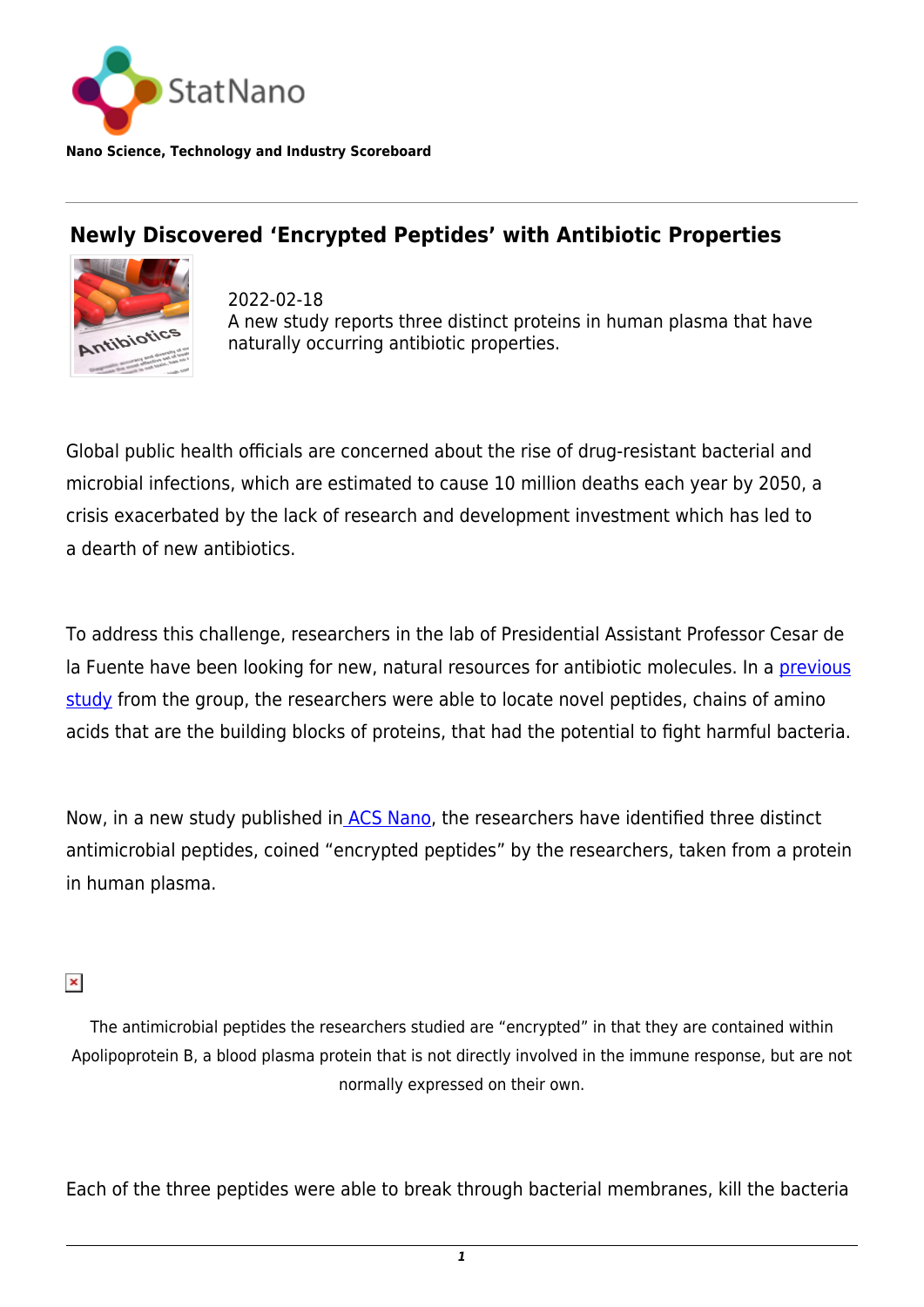StatNano

**Nano Science, Technology and Industry Scoreboard**

## Newly Discovered 'Encrypted Peptides' with Antibiotic Properties

2022-02-18
A new study reports three distinct proteins in human plasma that have naturally occurring antibiotic properties.

Global public health officials are concerned about the rise of drug-resistant bacterial and microbial infections, which are estimated to cause 10 million deaths each year by 2050, a crisis exacerbated by the lack of research and development investment which has led to a dearth of new antibiotics.

To address this challenge, researchers in the lab of Presidential Assistant Professor Cesar de la Fuente have been looking for new, natural resources for antibiotic molecules. In a previous study from the group, the researchers were able to locate novel peptides, chains of amino acids that are the building blocks of proteins, that had the potential to fight harmful bacteria.

Now, in a new study published in ACS Nano, the researchers have identified three distinct antimicrobial peptides, coined "encrypted peptides" by the researchers, taken from a protein in human plasma.

The antimicrobial peptides the researchers studied are "encrypted" in that they are contained within Apolipoprotein B, a blood plasma protein that is not directly involved in the immune response, but are not normally expressed on their own.

Each of the three peptides were able to break through bacterial membranes, kill the bacteria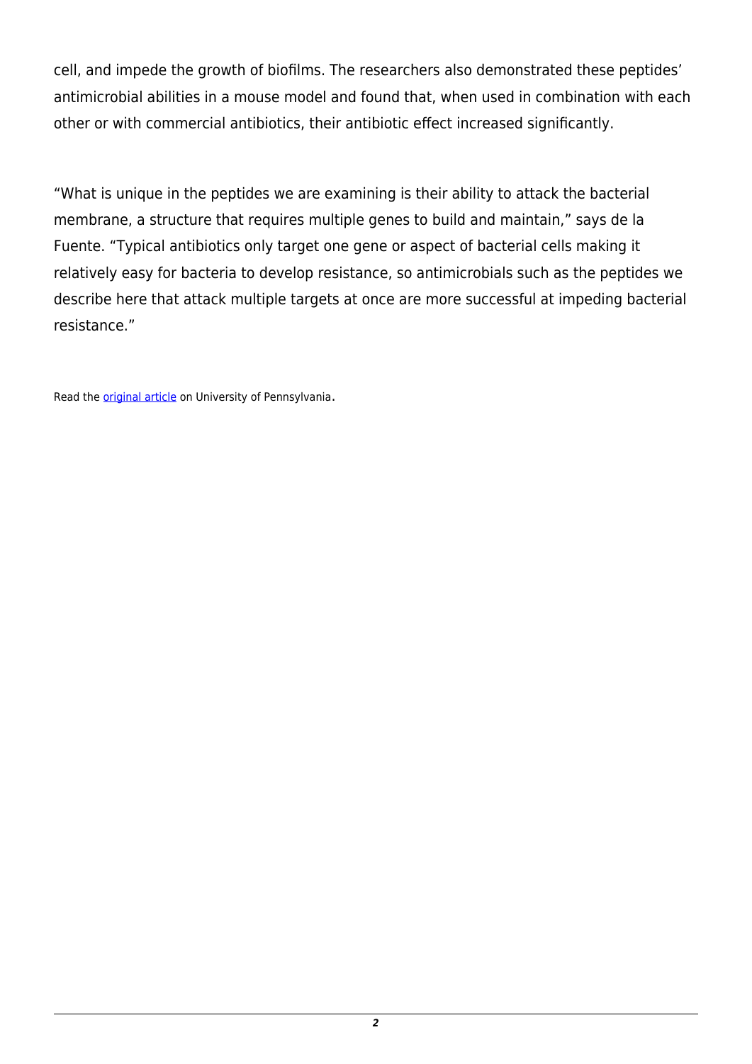cell, and impede the growth of biofilms. The researchers also demonstrated these peptides' antimicrobial abilities in a mouse model and found that, when used in combination with each other or with commercial antibiotics, their antibiotic effect increased significantly.

"What is unique in the peptides we are examining is their ability to attack the bacterial membrane, a structure that requires multiple genes to build and maintain," says de la Fuente. "Typical antibiotics only target one gene or aspect of bacterial cells making it relatively easy for bacteria to develop resistance, so antimicrobials such as the peptides we describe here that attack multiple targets at once are more successful at impeding bacterial resistance."

Read the original article on University of Pennsylvania.